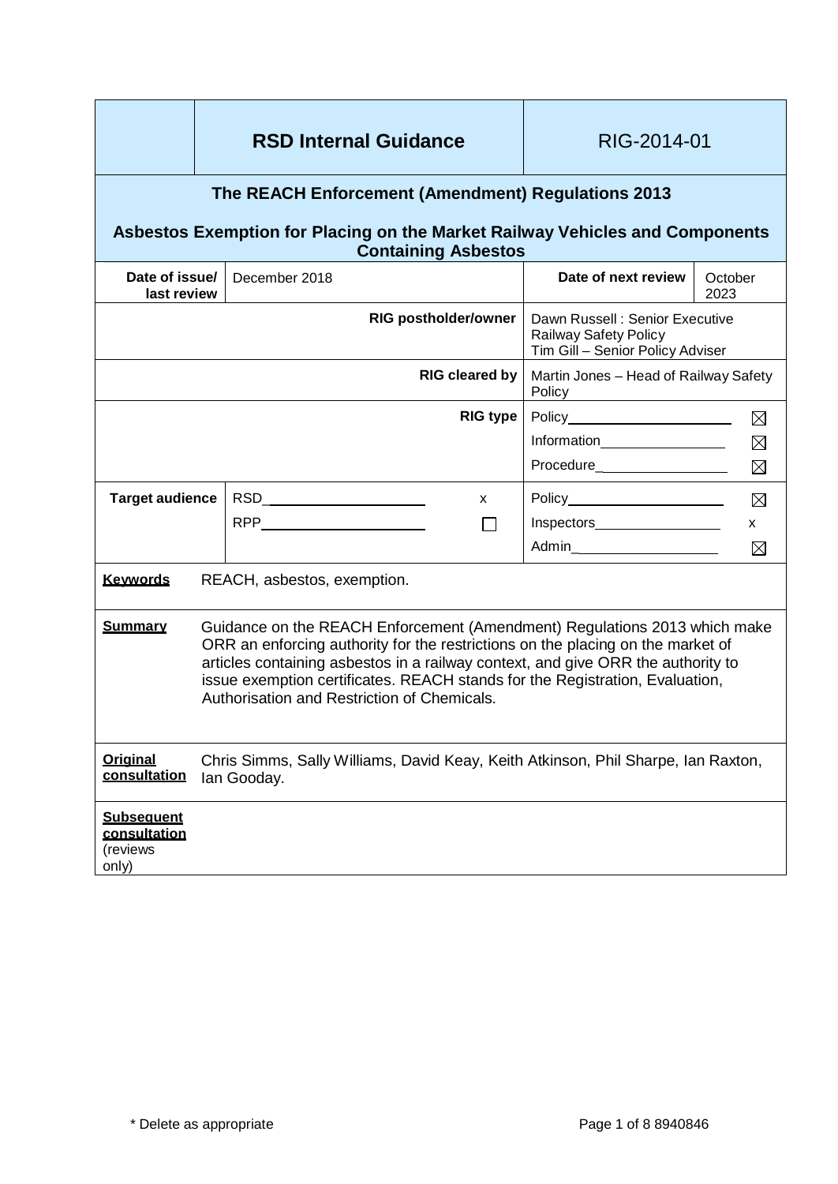| | **RSD Internal Guidance** | RIG-2014-01 | |
|---|---|---|---|
| **The REACH Enforcement (Amendment) Regulations 2013** **Asbestos Exemption for Placing on the Market Railway Vehicles and Components Containing Asbestos** | | | |
| **Date of issue/ last review** | December 2018 | **Date of next review** | October 2023 |
| **RIG postholder/owner** | | Dawn Russell : Senior Executive Railway Safety Policy Tim Gill – Senior Policy Adviser | |
| **RIG cleared by** | | Martin Jones – Head of Railway Safety Policy | |
| **RIG type** | | Policy ☒ Information ☒ Procedure ☒ | |
| **Target audience** | RSD x RPP ☐ | Policy ☒ Inspectors x Admin ☒ | |

**Keywords** REACH, asbestos, exemption.

**Summary** Guidance on the REACH Enforcement (Amendment) Regulations 2013 which make ORR an enforcing authority for the restrictions on the placing on the market of articles containing asbestos in a railway context, and give ORR the authority to issue exemption certificates. REACH stands for the Registration, Evaluation, Authorisation and Restriction of Chemicals.

**Original consultation** Chris Simms, Sally Williams, David Keay, Keith Atkinson, Phil Sharpe, Ian Raxton, Ian Gooday.

**Subsequent consultation** (reviews only)

\* Delete as appropriate

8940846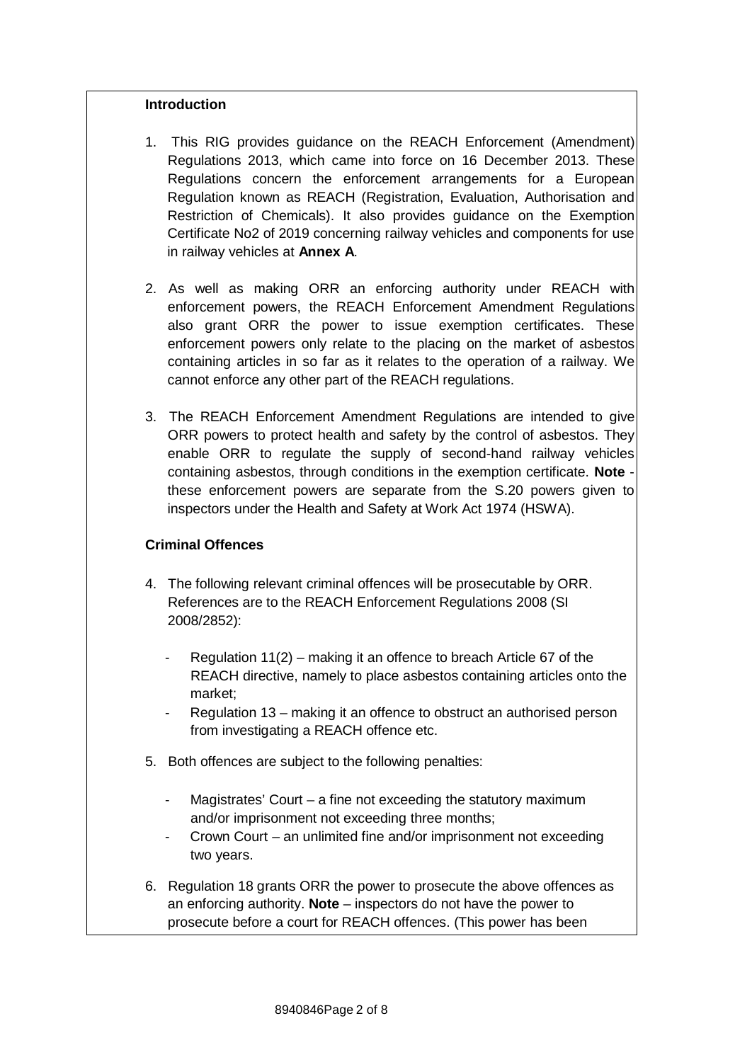## Introduction

1. This RIG provides guidance on the REACH Enforcement (Amendment) Regulations 2013, which came into force on 16 December 2013. These Regulations concern the enforcement arrangements for a European Regulation known as REACH (Registration, Evaluation, Authorisation and Restriction of Chemicals). It also provides guidance on the Exemption Certificate No2 of 2019 concerning railway vehicles and components for use in railway vehicles at **Annex A**.

2. As well as making ORR an enforcing authority under REACH with enforcement powers, the REACH Enforcement Amendment Regulations also grant ORR the power to issue exemption certificates. These enforcement powers only relate to the placing on the market of asbestos containing articles in so far as it relates to the operation of a railway. We cannot enforce any other part of the REACH regulations.

3. The REACH Enforcement Amendment Regulations are intended to give ORR powers to protect health and safety by the control of asbestos. They enable ORR to regulate the supply of second-hand railway vehicles containing asbestos, through conditions in the exemption certificate. **Note** - these enforcement powers are separate from the S.20 powers given to inspectors under the Health and Safety at Work Act 1974 (HSWA).

## Criminal Offences

4. The following relevant criminal offences will be prosecutable by ORR. References are to the REACH Enforcement Regulations 2008 (SI 2008/2852):

   - Regulation 11(2) – making it an offence to breach Article 67 of the REACH directive, namely to place asbestos containing articles onto the market;
   - Regulation 13 – making it an offence to obstruct an authorised person from investigating a REACH offence etc.

5. Both offences are subject to the following penalties:

   - Magistrates' Court – a fine not exceeding the statutory maximum and/or imprisonment not exceeding three months;
   - Crown Court – an unlimited fine and/or imprisonment not exceeding two years.

6. Regulation 18 grants ORR the power to prosecute the above offences as an enforcing authority. **Note** – inspectors do not have the power to prosecute before a court for REACH offences. (This power has been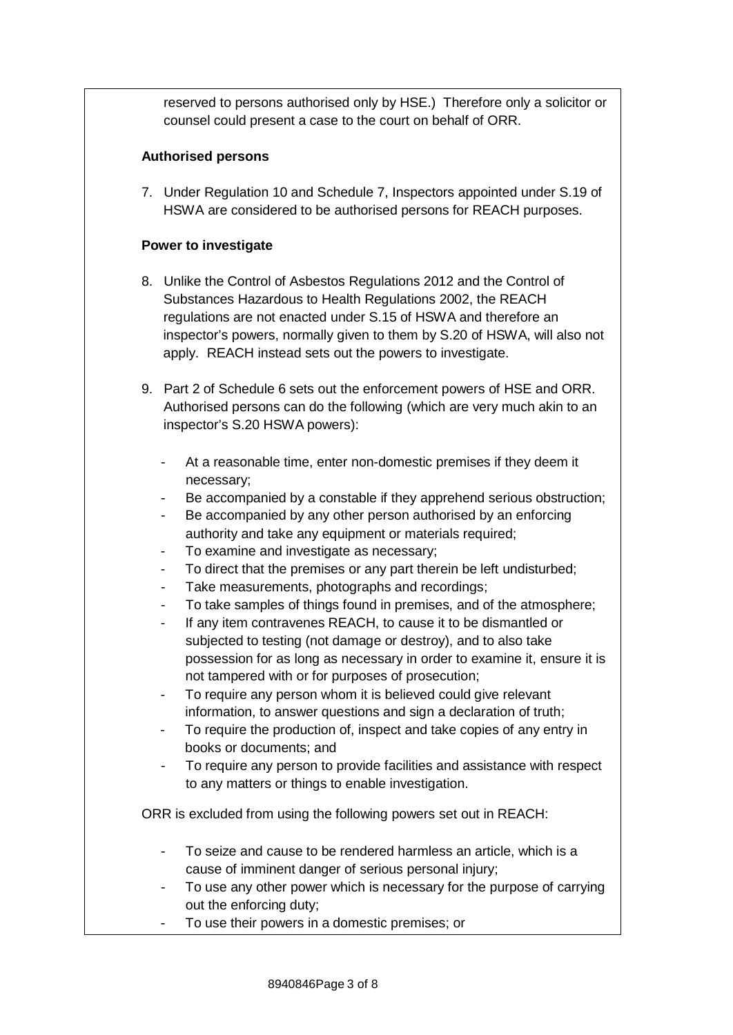reserved to persons authorised only by HSE.) Therefore only a solicitor or counsel could present a case to the court on behalf of ORR.

**Authorised persons**

7. Under Regulation 10 and Schedule 7, Inspectors appointed under S.19 of HSWA are considered to be authorised persons for REACH purposes.

**Power to investigate**

8. Unlike the Control of Asbestos Regulations 2012 and the Control of Substances Hazardous to Health Regulations 2002, the REACH regulations are not enacted under S.15 of HSWA and therefore an inspector's powers, normally given to them by S.20 of HSWA, will also not apply. REACH instead sets out the powers to investigate.

9. Part 2 of Schedule 6 sets out the enforcement powers of HSE and ORR. Authorised persons can do the following (which are very much akin to an inspector's S.20 HSWA powers):

   - At a reasonable time, enter non-domestic premises if they deem it necessary;
   - Be accompanied by a constable if they apprehend serious obstruction;
   - Be accompanied by any other person authorised by an enforcing authority and take any equipment or materials required;
   - To examine and investigate as necessary;
   - To direct that the premises or any part therein be left undisturbed;
   - Take measurements, photographs and recordings;
   - To take samples of things found in premises, and of the atmosphere;
   - If any item contravenes REACH, to cause it to be dismantled or subjected to testing (not damage or destroy), and to also take possession for as long as necessary in order to examine it, ensure it is not tampered with or for purposes of prosecution;
   - To require any person whom it is believed could give relevant information, to answer questions and sign a declaration of truth;
   - To require the production of, inspect and take copies of any entry in books or documents; and
   - To require any person to provide facilities and assistance with respect to any matters or things to enable investigation.

ORR is excluded from using the following powers set out in REACH:

   - To seize and cause to be rendered harmless an article, which is a cause of imminent danger of serious personal injury;
   - To use any other power which is necessary for the purpose of carrying out the enforcing duty;
   - To use their powers in a domestic premises; or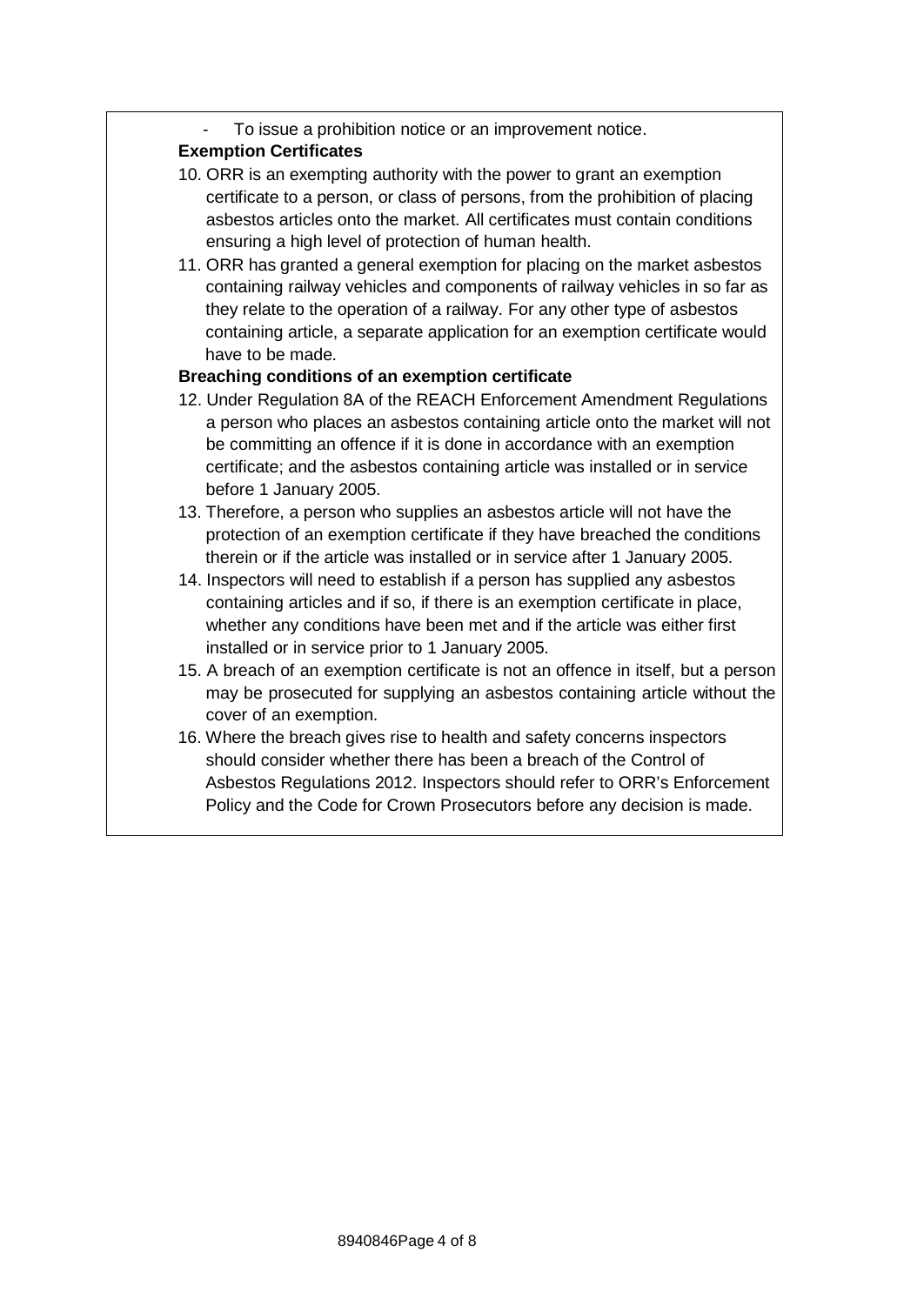- To issue a prohibition notice or an improvement notice.

**Exemption Certificates**

10. ORR is an exempting authority with the power to grant an exemption certificate to a person, or class of persons, from the prohibition of placing asbestos articles onto the market. All certificates must contain conditions ensuring a high level of protection of human health.
11. ORR has granted a general exemption for placing on the market asbestos containing railway vehicles and components of railway vehicles in so far as they relate to the operation of a railway. For any other type of asbestos containing article, a separate application for an exemption certificate would have to be made.

**Breaching conditions of an exemption certificate**

12. Under Regulation 8A of the REACH Enforcement Amendment Regulations a person who places an asbestos containing article onto the market will not be committing an offence if it is done in accordance with an exemption certificate; and the asbestos containing article was installed or in service before 1 January 2005.
13. Therefore, a person who supplies an asbestos article will not have the protection of an exemption certificate if they have breached the conditions therein or if the article was installed or in service after 1 January 2005.
14. Inspectors will need to establish if a person has supplied any asbestos containing articles and if so, if there is an exemption certificate in place, whether any conditions have been met and if the article was either first installed or in service prior to 1 January 2005.
15. A breach of an exemption certificate is not an offence in itself, but a person may be prosecuted for supplying an asbestos containing article without the cover of an exemption.
16. Where the breach gives rise to health and safety concerns inspectors should consider whether there has been a breach of the Control of Asbestos Regulations 2012. Inspectors should refer to ORR's Enforcement Policy and the Code for Crown Prosecutors before any decision is made.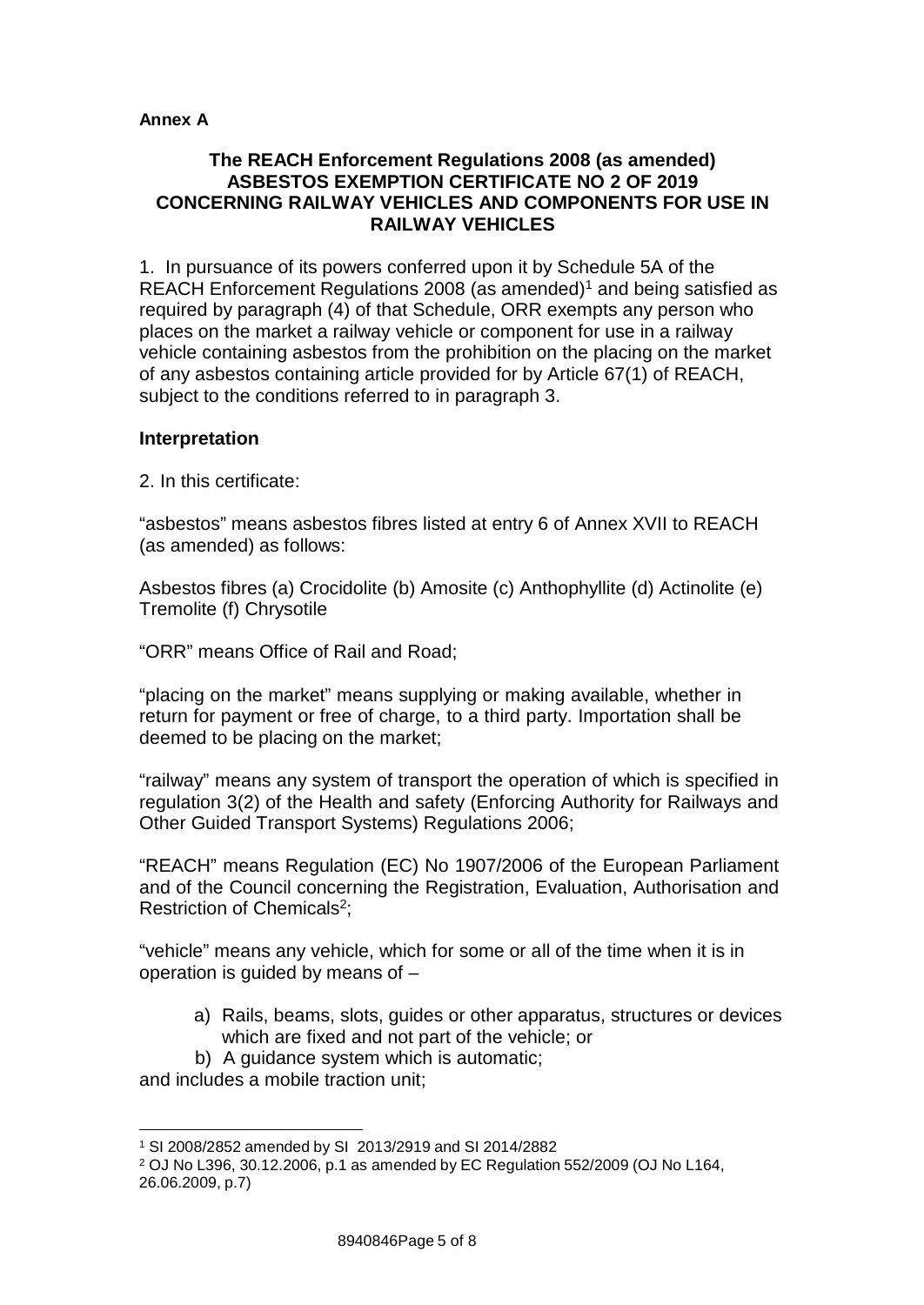**Annex A**

## The REACH Enforcement Regulations 2008 (as amended) ASBESTOS EXEMPTION CERTIFICATE NO 2 OF 2019 CONCERNING RAILWAY VEHICLES AND COMPONENTS FOR USE IN RAILWAY VEHICLES

1. In pursuance of its powers conferred upon it by Schedule 5A of the REACH Enforcement Regulations 2008 (as amended)[1] and being satisfied as required by paragraph (4) of that Schedule, ORR exempts any person who places on the market a railway vehicle or component for use in a railway vehicle containing asbestos from the prohibition on the placing on the market of any asbestos containing article provided for by Article 67(1) of REACH, subject to the conditions referred to in paragraph 3.

### Interpretation

2. In this certificate:

"asbestos" means asbestos fibres listed at entry 6 of Annex XVII to REACH (as amended) as follows:

Asbestos fibres (a) Crocidolite (b) Amosite (c) Anthophyllite (d) Actinolite (e) Tremolite (f) Chrysotile

"ORR" means Office of Rail and Road;

"placing on the market" means supplying or making available, whether in return for payment or free of charge, to a third party. Importation shall be deemed to be placing on the market;

"railway" means any system of transport the operation of which is specified in regulation 3(2) of the Health and safety (Enforcing Authority for Railways and Other Guided Transport Systems) Regulations 2006;

"REACH" means Regulation (EC) No 1907/2006 of the European Parliament and of the Council concerning the Registration, Evaluation, Authorisation and Restriction of Chemicals[2];

"vehicle" means any vehicle, which for some or all of the time when it is in operation is guided by means of –

a) Rails, beams, slots, guides or other apparatus, structures or devices which are fixed and not part of the vehicle; or
b) A guidance system which is automatic;

and includes a mobile traction unit;

---

[1] SI 2008/2852 amended by SI 2013/2919 and SI 2014/2882

[2] OJ No L396, 30.12.2006, p.1 as amended by EC Regulation 552/2009 (OJ No L164, 26.06.2009, p.7)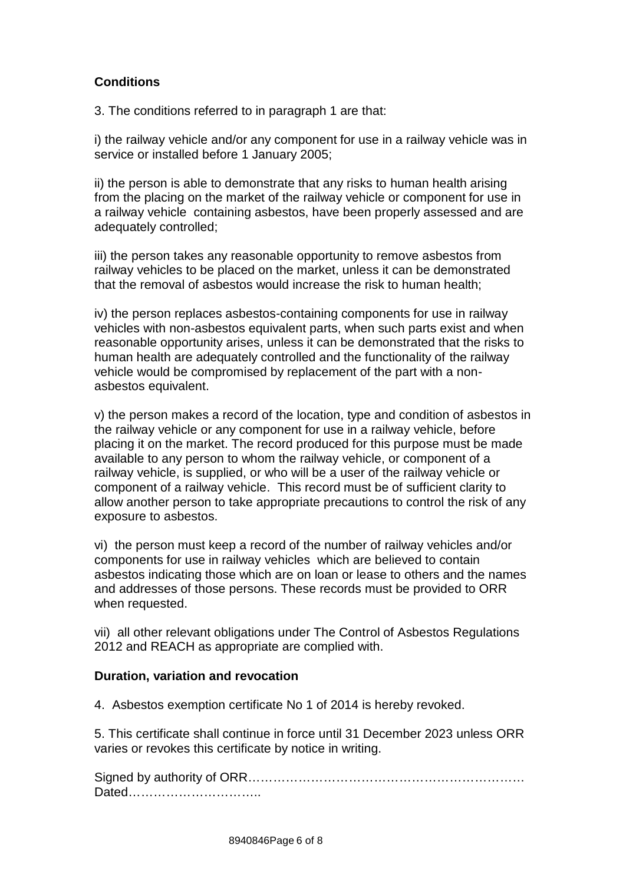**Conditions**

3. The conditions referred to in paragraph 1 are that:

i) the railway vehicle and/or any component for use in a railway vehicle was in service or installed before 1 January 2005;

ii) the person is able to demonstrate that any risks to human health arising from the placing on the market of the railway vehicle or component for use in a railway vehicle containing asbestos, have been properly assessed and are adequately controlled;

iii) the person takes any reasonable opportunity to remove asbestos from railway vehicles to be placed on the market, unless it can be demonstrated that the removal of asbestos would increase the risk to human health;

iv) the person replaces asbestos-containing components for use in railway vehicles with non-asbestos equivalent parts, when such parts exist and when reasonable opportunity arises, unless it can be demonstrated that the risks to human health are adequately controlled and the functionality of the railway vehicle would be compromised by replacement of the part with a non-asbestos equivalent.

v) the person makes a record of the location, type and condition of asbestos in the railway vehicle or any component for use in a railway vehicle, before placing it on the market. The record produced for this purpose must be made available to any person to whom the railway vehicle, or component of a railway vehicle, is supplied, or who will be a user of the railway vehicle or component of a railway vehicle. This record must be of sufficient clarity to allow another person to take appropriate precautions to control the risk of any exposure to asbestos.

vi) the person must keep a record of the number of railway vehicles and/or components for use in railway vehicles which are believed to contain asbestos indicating those which are on loan or lease to others and the names and addresses of those persons. These records must be provided to ORR when requested.

vii) all other relevant obligations under The Control of Asbestos Regulations 2012 and REACH as appropriate are complied with.

**Duration, variation and revocation**

4. Asbestos exemption certificate No 1 of 2014 is hereby revoked.

5. This certificate shall continue in force until 31 December 2023 unless ORR varies or revokes this certificate by notice in writing.

Signed by authority of ORR…………………………………………………………
Dated…………………………..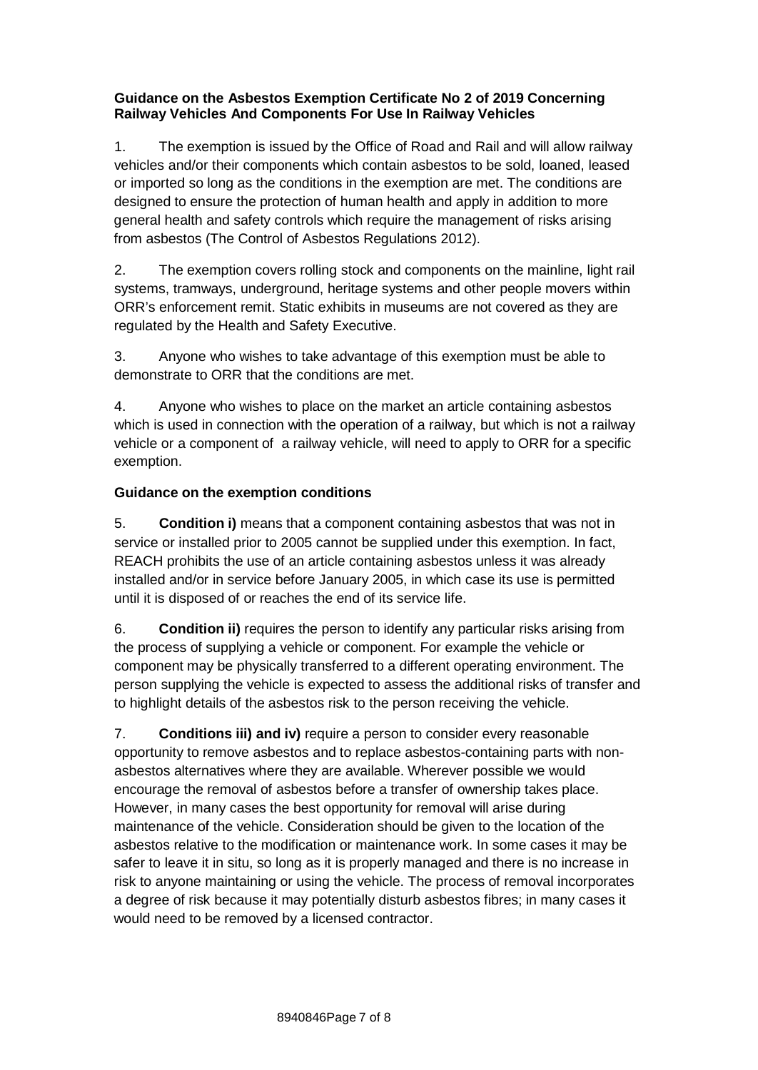**Guidance on the Asbestos Exemption Certificate No 2 of 2019 Concerning Railway Vehicles And Components For Use In Railway Vehicles**

1. The exemption is issued by the Office of Road and Rail and will allow railway vehicles and/or their components which contain asbestos to be sold, loaned, leased or imported so long as the conditions in the exemption are met. The conditions are designed to ensure the protection of human health and apply in addition to more general health and safety controls which require the management of risks arising from asbestos (The Control of Asbestos Regulations 2012).

2. The exemption covers rolling stock and components on the mainline, light rail systems, tramways, underground, heritage systems and other people movers within ORR's enforcement remit. Static exhibits in museums are not covered as they are regulated by the Health and Safety Executive.

3. Anyone who wishes to take advantage of this exemption must be able to demonstrate to ORR that the conditions are met.

4. Anyone who wishes to place on the market an article containing asbestos which is used in connection with the operation of a railway, but which is not a railway vehicle or a component of a railway vehicle, will need to apply to ORR for a specific exemption.

**Guidance on the exemption conditions**

5. **Condition i)** means that a component containing asbestos that was not in service or installed prior to 2005 cannot be supplied under this exemption. In fact, REACH prohibits the use of an article containing asbestos unless it was already installed and/or in service before January 2005, in which case its use is permitted until it is disposed of or reaches the end of its service life.

6. **Condition ii)** requires the person to identify any particular risks arising from the process of supplying a vehicle or component. For example the vehicle or component may be physically transferred to a different operating environment. The person supplying the vehicle is expected to assess the additional risks of transfer and to highlight details of the asbestos risk to the person receiving the vehicle.

7. **Conditions iii) and iv)** require a person to consider every reasonable opportunity to remove asbestos and to replace asbestos-containing parts with non-asbestos alternatives where they are available. Wherever possible we would encourage the removal of asbestos before a transfer of ownership takes place. However, in many cases the best opportunity for removal will arise during maintenance of the vehicle. Consideration should be given to the location of the asbestos relative to the modification or maintenance work. In some cases it may be safer to leave it in situ, so long as it is properly managed and there is no increase in risk to anyone maintaining or using the vehicle. The process of removal incorporates a degree of risk because it may potentially disturb asbestos fibres; in many cases it would need to be removed by a licensed contractor.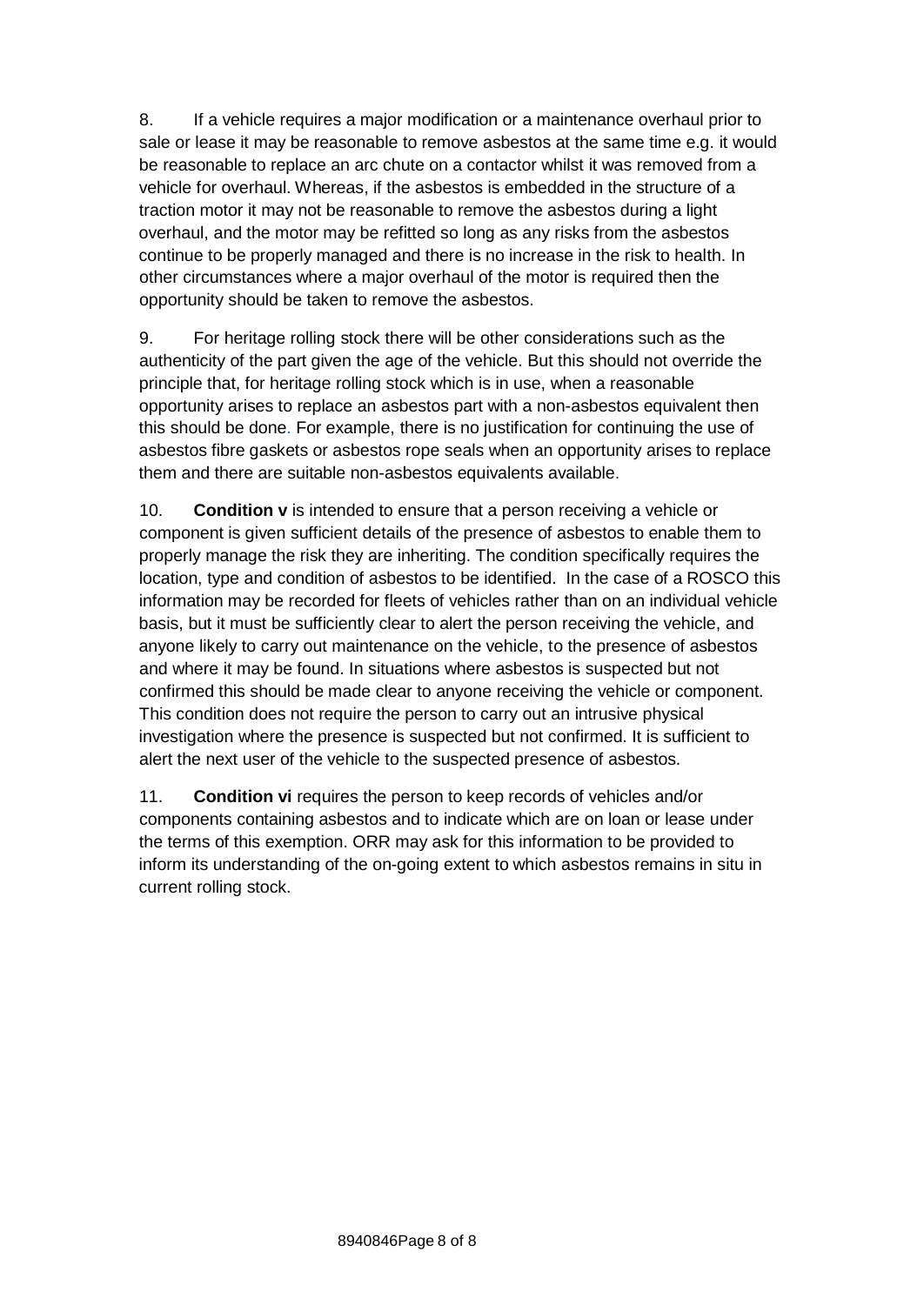8. If a vehicle requires a major modification or a maintenance overhaul prior to sale or lease it may be reasonable to remove asbestos at the same time e.g. it would be reasonable to replace an arc chute on a contactor whilst it was removed from a vehicle for overhaul. Whereas, if the asbestos is embedded in the structure of a traction motor it may not be reasonable to remove the asbestos during a light overhaul, and the motor may be refitted so long as any risks from the asbestos continue to be properly managed and there is no increase in the risk to health. In other circumstances where a major overhaul of the motor is required then the opportunity should be taken to remove the asbestos.

9. For heritage rolling stock there will be other considerations such as the authenticity of the part given the age of the vehicle. But this should not override the principle that, for heritage rolling stock which is in use, when a reasonable opportunity arises to replace an asbestos part with a non-asbestos equivalent then this should be done. For example, there is no justification for continuing the use of asbestos fibre gaskets or asbestos rope seals when an opportunity arises to replace them and there are suitable non-asbestos equivalents available.

10. **Condition v** is intended to ensure that a person receiving a vehicle or component is given sufficient details of the presence of asbestos to enable them to properly manage the risk they are inheriting. The condition specifically requires the location, type and condition of asbestos to be identified. In the case of a ROSCO this information may be recorded for fleets of vehicles rather than on an individual vehicle basis, but it must be sufficiently clear to alert the person receiving the vehicle, and anyone likely to carry out maintenance on the vehicle, to the presence of asbestos and where it may be found. In situations where asbestos is suspected but not confirmed this should be made clear to anyone receiving the vehicle or component. This condition does not require the person to carry out an intrusive physical investigation where the presence is suspected but not confirmed. It is sufficient to alert the next user of the vehicle to the suspected presence of asbestos.

11. **Condition vi** requires the person to keep records of vehicles and/or components containing asbestos and to indicate which are on loan or lease under the terms of this exemption. ORR may ask for this information to be provided to inform its understanding of the on-going extent to which asbestos remains in situ in current rolling stock.